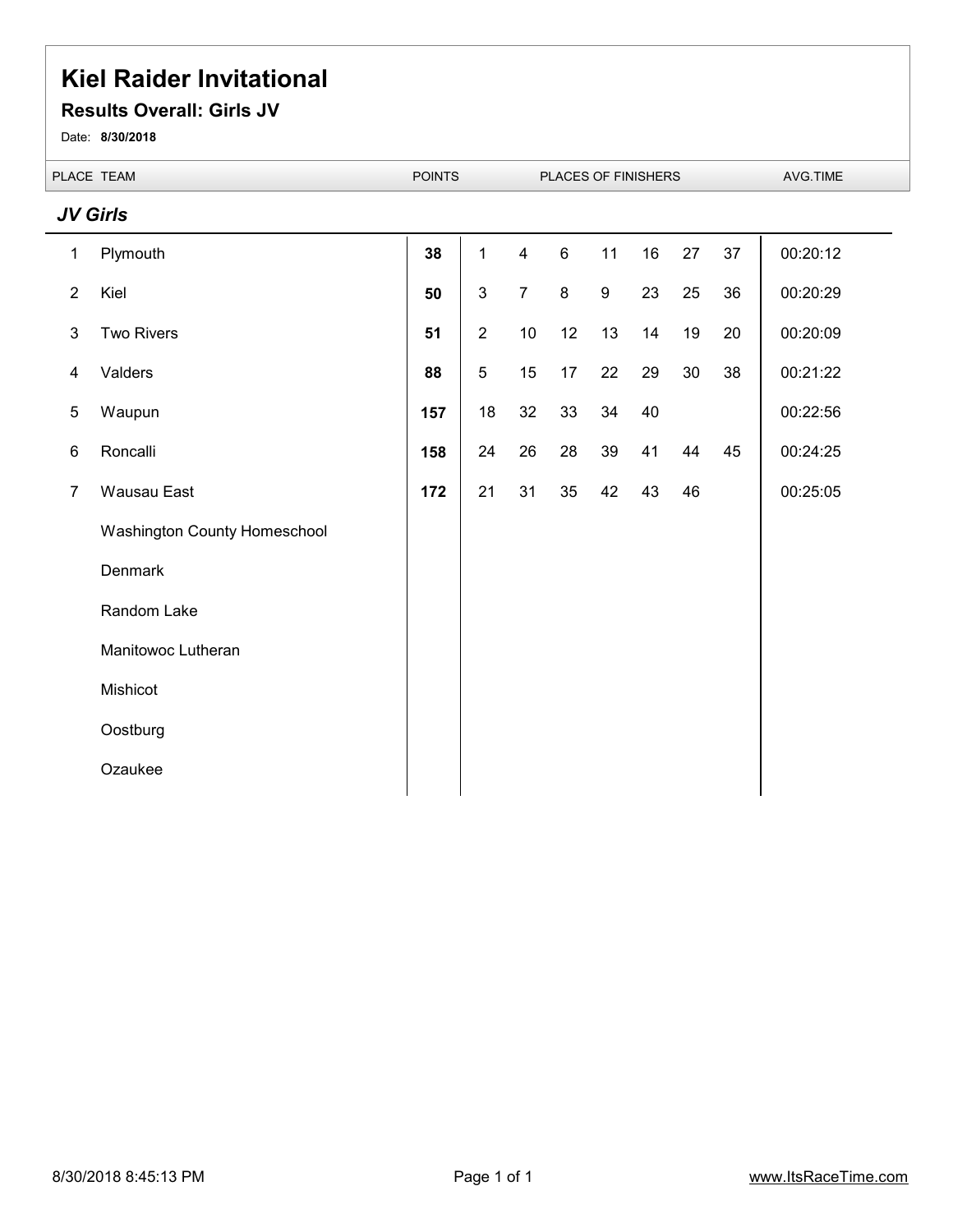# Kiel Raider Invitational

## Results Overall: Girls JV

Date: **8/30/2018**

### *JV Girls*

| PLACE | TEAM | POINTS | PLACES OF FINISHERS | | | | | | | AVG.TIME |
|---|---|---|---|---|---|---|---|---|---|---|
| 1 | Plymouth | **38** | 1 | 4 | 6 | 11 | 16 | 27 | 37 | 00:20:12 |
| 2 | Kiel | **50** | 3 | 7 | 8 | 9 | 23 | 25 | 36 | 00:20:29 |
| 3 | Two Rivers | **51** | 2 | 10 | 12 | 13 | 14 | 19 | 20 | 00:20:09 |
| 4 | Valders | **88** | 5 | 15 | 17 | 22 | 29 | 30 | 38 | 00:21:22 |
| 5 | Waupun | **157** | 18 | 32 | 33 | 34 | 40 | | | 00:22:56 |
| 6 | Roncalli | **158** | 24 | 26 | 28 | 39 | 41 | 44 | 45 | 00:24:25 |
| 7 | Wausau East | **172** | 21 | 31 | 35 | 42 | 43 | 46 | | 00:25:05 |
| | Washington County Homeschool | | | | | | | | | |
| | Denmark | | | | | | | | | |
| | Random Lake | | | | | | | | | |
| | Manitowoc Lutheran | | | | | | | | | |
| | Mishicot | | | | | | | | | |
| | Oostburg | | | | | | | | | |
| | Ozaukee | | | | | | | | | |

8/30/2018 8:45:13 PM www.ItsRaceTime.com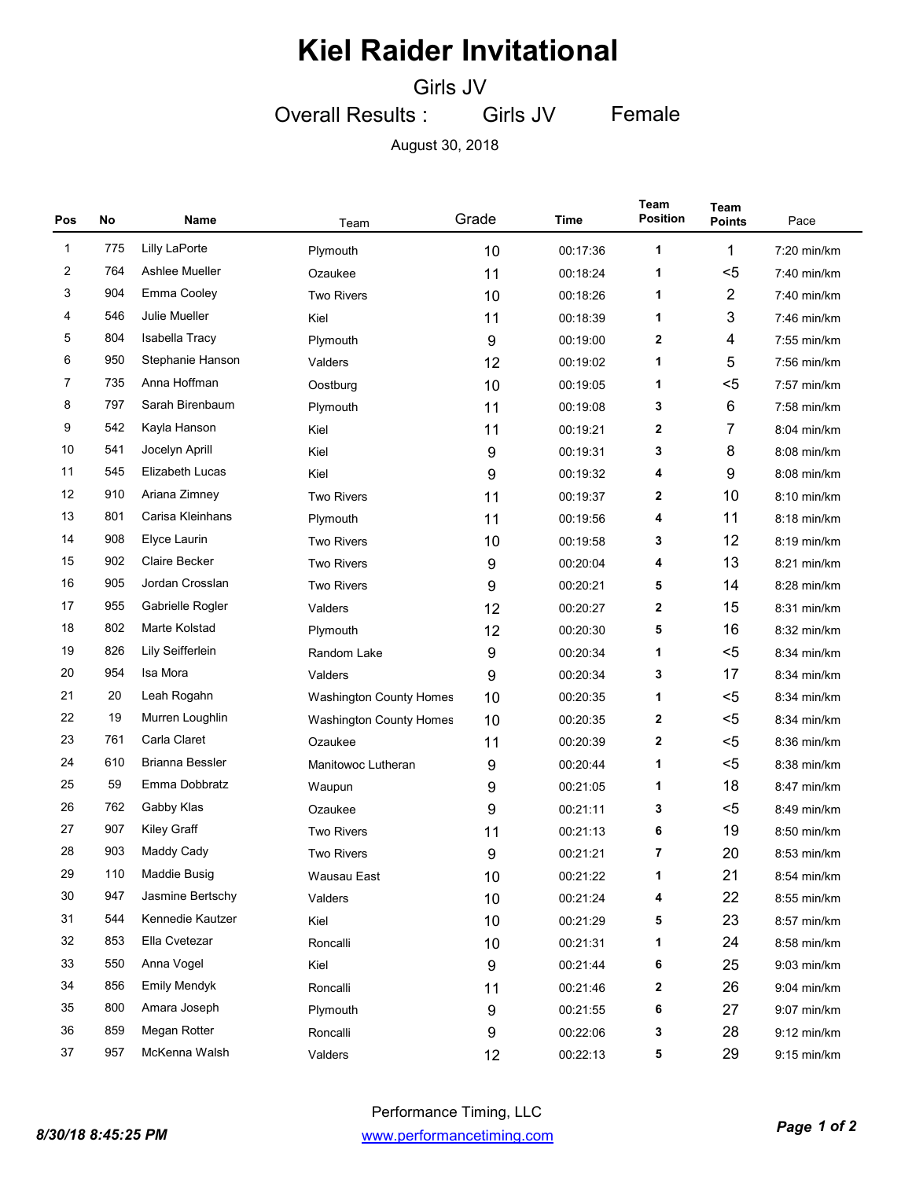# Kiel Raider Invitational

## Girls JV

### Overall Results : Girls JV Female

August 30, 2018

| Pos | No | Name | Team | Grade | Time | Team Position | Team Points | Pace |
|---|---|---|---|---|---|---|---|---|
| 1 | 775 | Lilly LaPorte | Plymouth | 10 | 00:17:36 | 1 | 1 | 7:20 min/km |
| 2 | 764 | Ashlee Mueller | Ozaukee | 11 | 00:18:24 | 1 | <5 | 7:40 min/km |
| 3 | 904 | Emma Cooley | Two Rivers | 10 | 00:18:26 | 1 | 2 | 7:40 min/km |
| 4 | 546 | Julie Mueller | Kiel | 11 | 00:18:39 | 1 | 3 | 7:46 min/km |
| 5 | 804 | Isabella Tracy | Plymouth | 9 | 00:19:00 | 2 | 4 | 7:55 min/km |
| 6 | 950 | Stephanie Hanson | Valders | 12 | 00:19:02 | 1 | 5 | 7:56 min/km |
| 7 | 735 | Anna Hoffman | Oostburg | 10 | 00:19:05 | 1 | <5 | 7:57 min/km |
| 8 | 797 | Sarah Birenbaum | Plymouth | 11 | 00:19:08 | 3 | 6 | 7:58 min/km |
| 9 | 542 | Kayla Hanson | Kiel | 11 | 00:19:21 | 2 | 7 | 8:04 min/km |
| 10 | 541 | Jocelyn Aprill | Kiel | 9 | 00:19:31 | 3 | 8 | 8:08 min/km |
| 11 | 545 | Elizabeth Lucas | Kiel | 9 | 00:19:32 | 4 | 9 | 8:08 min/km |
| 12 | 910 | Ariana Zimney | Two Rivers | 11 | 00:19:37 | 2 | 10 | 8:10 min/km |
| 13 | 801 | Carisa Kleinhans | Plymouth | 11 | 00:19:56 | 4 | 11 | 8:18 min/km |
| 14 | 908 | Elyce Laurin | Two Rivers | 10 | 00:19:58 | 3 | 12 | 8:19 min/km |
| 15 | 902 | Claire Becker | Two Rivers | 9 | 00:20:04 | 4 | 13 | 8:21 min/km |
| 16 | 905 | Jordan Crosslan | Two Rivers | 9 | 00:20:21 | 5 | 14 | 8:28 min/km |
| 17 | 955 | Gabrielle Rogler | Valders | 12 | 00:20:27 | 2 | 15 | 8:31 min/km |
| 18 | 802 | Marte Kolstad | Plymouth | 12 | 00:20:30 | 5 | 16 | 8:32 min/km |
| 19 | 826 | Lily Seifferlein | Random Lake | 9 | 00:20:34 | 1 | <5 | 8:34 min/km |
| 20 | 954 | Isa Mora | Valders | 9 | 00:20:34 | 3 | 17 | 8:34 min/km |
| 21 | 20 | Leah Rogahn | Washington County Homes | 10 | 00:20:35 | 1 | <5 | 8:34 min/km |
| 22 | 19 | Murren Loughlin | Washington County Homes | 10 | 00:20:35 | 2 | <5 | 8:34 min/km |
| 23 | 761 | Carla Claret | Ozaukee | 11 | 00:20:39 | 2 | <5 | 8:36 min/km |
| 24 | 610 | Brianna Bessler | Manitowoc Lutheran | 9 | 00:20:44 | 1 | <5 | 8:38 min/km |
| 25 | 59 | Emma Dobbratz | Waupun | 9 | 00:21:05 | 1 | 18 | 8:47 min/km |
| 26 | 762 | Gabby Klas | Ozaukee | 9 | 00:21:11 | 3 | <5 | 8:49 min/km |
| 27 | 907 | Kiley Graff | Two Rivers | 11 | 00:21:13 | 6 | 19 | 8:50 min/km |
| 28 | 903 | Maddy Cady | Two Rivers | 9 | 00:21:21 | 7 | 20 | 8:53 min/km |
| 29 | 110 | Maddie Busig | Wausau East | 10 | 00:21:22 | 1 | 21 | 8:54 min/km |
| 30 | 947 | Jasmine Bertschy | Valders | 10 | 00:21:24 | 4 | 22 | 8:55 min/km |
| 31 | 544 | Kennedie Kautzer | Kiel | 10 | 00:21:29 | 5 | 23 | 8:57 min/km |
| 32 | 853 | Ella Cvetezar | Roncalli | 10 | 00:21:31 | 1 | 24 | 8:58 min/km |
| 33 | 550 | Anna Vogel | Kiel | 9 | 00:21:44 | 6 | 25 | 9:03 min/km |
| 34 | 856 | Emily Mendyk | Roncalli | 11 | 00:21:46 | 2 | 26 | 9:04 min/km |
| 35 | 800 | Amara Joseph | Plymouth | 9 | 00:21:55 | 6 | 27 | 9:07 min/km |
| 36 | 859 | Megan Rotter | Roncalli | 9 | 00:22:06 | 3 | 28 | 9:12 min/km |
| 37 | 957 | McKenna Walsh | Valders | 12 | 00:22:13 | 5 | 29 | 9:15 min/km |

8/30/18 8:45:25 PM

Performance Timing, LLC
www.performancetiming.com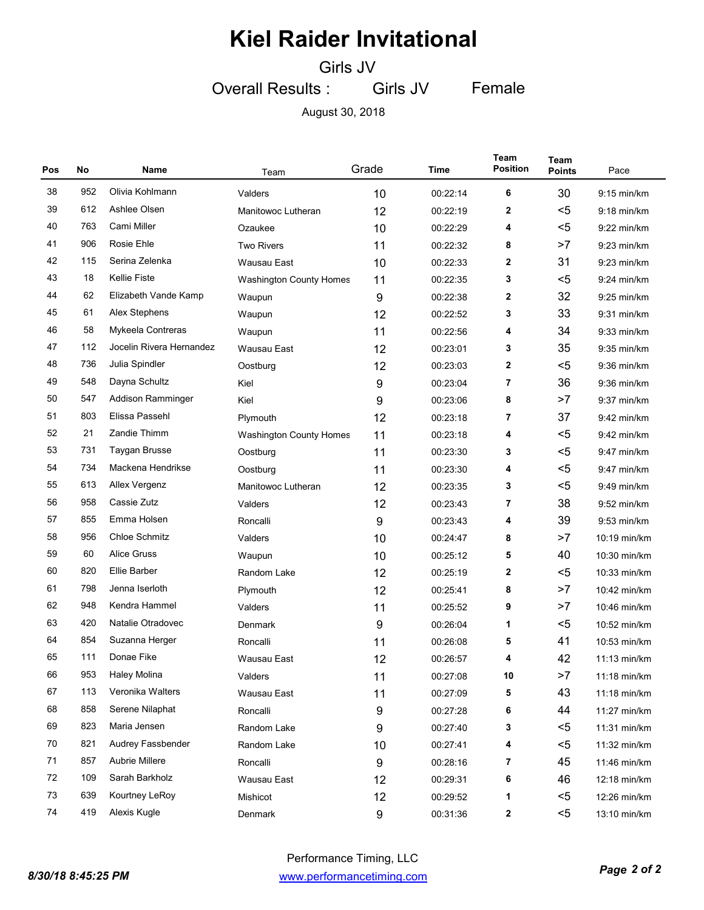# Kiel Raider Invitational

## Girls JV

### Overall Results : Girls JV Female

August 30, 2018

| Pos | No | Name | Team | Grade | Time | Team Position | Team Points | Pace |
|---|---|---|---|---|---|---|---|---|
| 38 | 952 | Olivia Kohlmann | Valders | 10 | 00:22:14 | 6 | 30 | 9:15 min/km |
| 39 | 612 | Ashlee Olsen | Manitowoc Lutheran | 12 | 00:22:19 | 2 | <5 | 9:18 min/km |
| 40 | 763 | Cami Miller | Ozaukee | 10 | 00:22:29 | 4 | <5 | 9:22 min/km |
| 41 | 906 | Rosie Ehle | Two Rivers | 11 | 00:22:32 | 8 | >7 | 9:23 min/km |
| 42 | 115 | Serina Zelenka | Wausau East | 10 | 00:22:33 | 2 | 31 | 9:23 min/km |
| 43 | 18 | Kellie Fiste | Washington County Homes | 11 | 00:22:35 | 3 | <5 | 9:24 min/km |
| 44 | 62 | Elizabeth Vande Kamp | Waupun | 9 | 00:22:38 | 2 | 32 | 9:25 min/km |
| 45 | 61 | Alex Stephens | Waupun | 12 | 00:22:52 | 3 | 33 | 9:31 min/km |
| 46 | 58 | Mykeela Contreras | Waupun | 11 | 00:22:56 | 4 | 34 | 9:33 min/km |
| 47 | 112 | Jocelin Rivera Hernandez | Wausau East | 12 | 00:23:01 | 3 | 35 | 9:35 min/km |
| 48 | 736 | Julia Spindler | Oostburg | 12 | 00:23:03 | 2 | <5 | 9:36 min/km |
| 49 | 548 | Dayna Schultz | Kiel | 9 | 00:23:04 | 7 | 36 | 9:36 min/km |
| 50 | 547 | Addison Ramminger | Kiel | 9 | 00:23:06 | 8 | >7 | 9:37 min/km |
| 51 | 803 | Elissa Passehl | Plymouth | 12 | 00:23:18 | 7 | 37 | 9:42 min/km |
| 52 | 21 | Zandie Thimm | Washington County Homes | 11 | 00:23:18 | 4 | <5 | 9:42 min/km |
| 53 | 731 | Taygan Brusse | Oostburg | 11 | 00:23:30 | 3 | <5 | 9:47 min/km |
| 54 | 734 | Mackena Hendrikse | Oostburg | 11 | 00:23:30 | 4 | <5 | 9:47 min/km |
| 55 | 613 | Allex Vergenz | Manitowoc Lutheran | 12 | 00:23:35 | 3 | <5 | 9:49 min/km |
| 56 | 958 | Cassie Zutz | Valders | 12 | 00:23:43 | 7 | 38 | 9:52 min/km |
| 57 | 855 | Emma Holsen | Roncalli | 9 | 00:23:43 | 4 | 39 | 9:53 min/km |
| 58 | 956 | Chloe Schmitz | Valders | 10 | 00:24:47 | 8 | >7 | 10:19 min/km |
| 59 | 60 | Alice Gruss | Waupun | 10 | 00:25:12 | 5 | 40 | 10:30 min/km |
| 60 | 820 | Ellie Barber | Random Lake | 12 | 00:25:19 | 2 | <5 | 10:33 min/km |
| 61 | 798 | Jenna Iserloth | Plymouth | 12 | 00:25:41 | 8 | >7 | 10:42 min/km |
| 62 | 948 | Kendra Hammel | Valders | 11 | 00:25:52 | 9 | >7 | 10:46 min/km |
| 63 | 420 | Natalie Otradovec | Denmark | 9 | 00:26:04 | 1 | <5 | 10:52 min/km |
| 64 | 854 | Suzanna Herger | Roncalli | 11 | 00:26:08 | 5 | 41 | 10:53 min/km |
| 65 | 111 | Donae Fike | Wausau East | 12 | 00:26:57 | 4 | 42 | 11:13 min/km |
| 66 | 953 | Haley Molina | Valders | 11 | 00:27:08 | 10 | >7 | 11:18 min/km |
| 67 | 113 | Veronika Walters | Wausau East | 11 | 00:27:09 | 5 | 43 | 11:18 min/km |
| 68 | 858 | Serene Nilaphat | Roncalli | 9 | 00:27:28 | 6 | 44 | 11:27 min/km |
| 69 | 823 | Maria Jensen | Random Lake | 9 | 00:27:40 | 3 | <5 | 11:31 min/km |
| 70 | 821 | Audrey Fassbender | Random Lake | 10 | 00:27:41 | 4 | <5 | 11:32 min/km |
| 71 | 857 | Aubrie Millere | Roncalli | 9 | 00:28:16 | 7 | 45 | 11:46 min/km |
| 72 | 109 | Sarah Barkholz | Wausau East | 12 | 00:29:31 | 6 | 46 | 12:18 min/km |
| 73 | 639 | Kourtney LeRoy | Mishicot | 12 | 00:29:52 | 1 | <5 | 12:26 min/km |
| 74 | 419 | Alexis Kugle | Denmark | 9 | 00:31:36 | 2 | <5 | 13:10 min/km |

Performance Timing, LLC

www.performancetiming.com

*8/30/18 8:45:25 PM*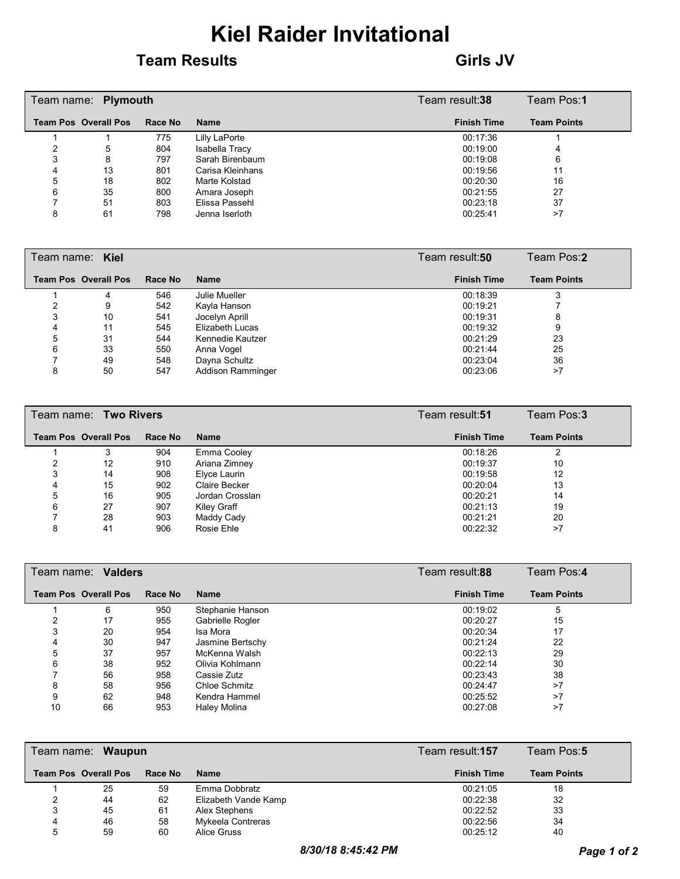# Kiel Raider Invitational

## Team Results — Girls JV

Team name: **Plymouth** — Team result: **38** — Team Pos: **1**

| Team Pos | Overall Pos | Race No | Name | Finish Time | Team Points |
|---|---|---|---|---|---|
| 1 | 1 | 775 | Lilly LaPorte | 00:17:36 | 1 |
| 2 | 5 | 804 | Isabella Tracy | 00:19:00 | 4 |
| 3 | 8 | 797 | Sarah Birenbaum | 00:19:08 | 6 |
| 4 | 13 | 801 | Carisa Kleinhans | 00:19:56 | 11 |
| 5 | 18 | 802 | Marte Kolstad | 00:20:30 | 16 |
| 6 | 35 | 800 | Amara Joseph | 00:21:55 | 27 |
| 7 | 51 | 803 | Elissa Passehl | 00:23:18 | 37 |
| 8 | 61 | 798 | Jenna Iserloth | 00:25:41 | >7 |

Team name: **Kiel** — Team result: **50** — Team Pos: **2**

| Team Pos | Overall Pos | Race No | Name | Finish Time | Team Points |
|---|---|---|---|---|---|
| 1 | 4 | 546 | Julie Mueller | 00:18:39 | 3 |
| 2 | 9 | 542 | Kayla Hanson | 00:19:21 | 7 |
| 3 | 10 | 541 | Jocelyn Aprill | 00:19:31 | 8 |
| 4 | 11 | 545 | Elizabeth Lucas | 00:19:32 | 9 |
| 5 | 31 | 544 | Kennedie Kautzer | 00:21:29 | 23 |
| 6 | 33 | 550 | Anna Vogel | 00:21:44 | 25 |
| 7 | 49 | 548 | Dayna Schultz | 00:23:04 | 36 |
| 8 | 50 | 547 | Addison Ramminger | 00:23:06 | >7 |

Team name: **Two Rivers** — Team result: **51** — Team Pos: **3**

| Team Pos | Overall Pos | Race No | Name | Finish Time | Team Points |
|---|---|---|---|---|---|
| 1 | 3 | 904 | Emma Cooley | 00:18:26 | 2 |
| 2 | 12 | 910 | Ariana Zimney | 00:19:37 | 10 |
| 3 | 14 | 908 | Elyce Laurin | 00:19:58 | 12 |
| 4 | 15 | 902 | Claire Becker | 00:20:04 | 13 |
| 5 | 16 | 905 | Jordan Crosslan | 00:20:21 | 14 |
| 6 | 27 | 907 | Kiley Graff | 00:21:13 | 19 |
| 7 | 28 | 903 | Maddy Cady | 00:21:21 | 20 |
| 8 | 41 | 906 | Rosie Ehle | 00:22:32 | >7 |

Team name: **Valders** — Team result: **88** — Team Pos: **4**

| Team Pos | Overall Pos | Race No | Name | Finish Time | Team Points |
|---|---|---|---|---|---|
| 1 | 6 | 950 | Stephanie Hanson | 00:19:02 | 5 |
| 2 | 17 | 955 | Gabrielle Rogler | 00:20:27 | 15 |
| 3 | 20 | 954 | Isa Mora | 00:20:34 | 17 |
| 4 | 30 | 947 | Jasmine Bertschy | 00:21:24 | 22 |
| 5 | 37 | 957 | McKenna Walsh | 00:22:13 | 29 |
| 6 | 38 | 952 | Olivia Kohlmann | 00:22:14 | 30 |
| 7 | 56 | 958 | Cassie Zutz | 00:23:43 | 38 |
| 8 | 58 | 956 | Chloe Schmitz | 00:24:47 | >7 |
| 9 | 62 | 948 | Kendra Hammel | 00:25:52 | >7 |
| 10 | 66 | 953 | Haley Molina | 00:27:08 | >7 |

Team name: **Waupun** — Team result: **157** — Team Pos: **5**

| Team Pos | Overall Pos | Race No | Name | Finish Time | Team Points |
|---|---|---|---|---|---|
| 1 | 25 | 59 | Emma Dobbratz | 00:21:05 | 18 |
| 2 | 44 | 62 | Elizabeth Vande Kamp | 00:22:38 | 32 |
| 3 | 45 | 61 | Alex Stephens | 00:22:52 | 33 |
| 4 | 46 | 58 | Mykeela Contreras | 00:22:56 | 34 |
| 5 | 59 | 60 | Alice Gruss | 00:25:12 | 40 |

*8/30/18 8:45:42 PM*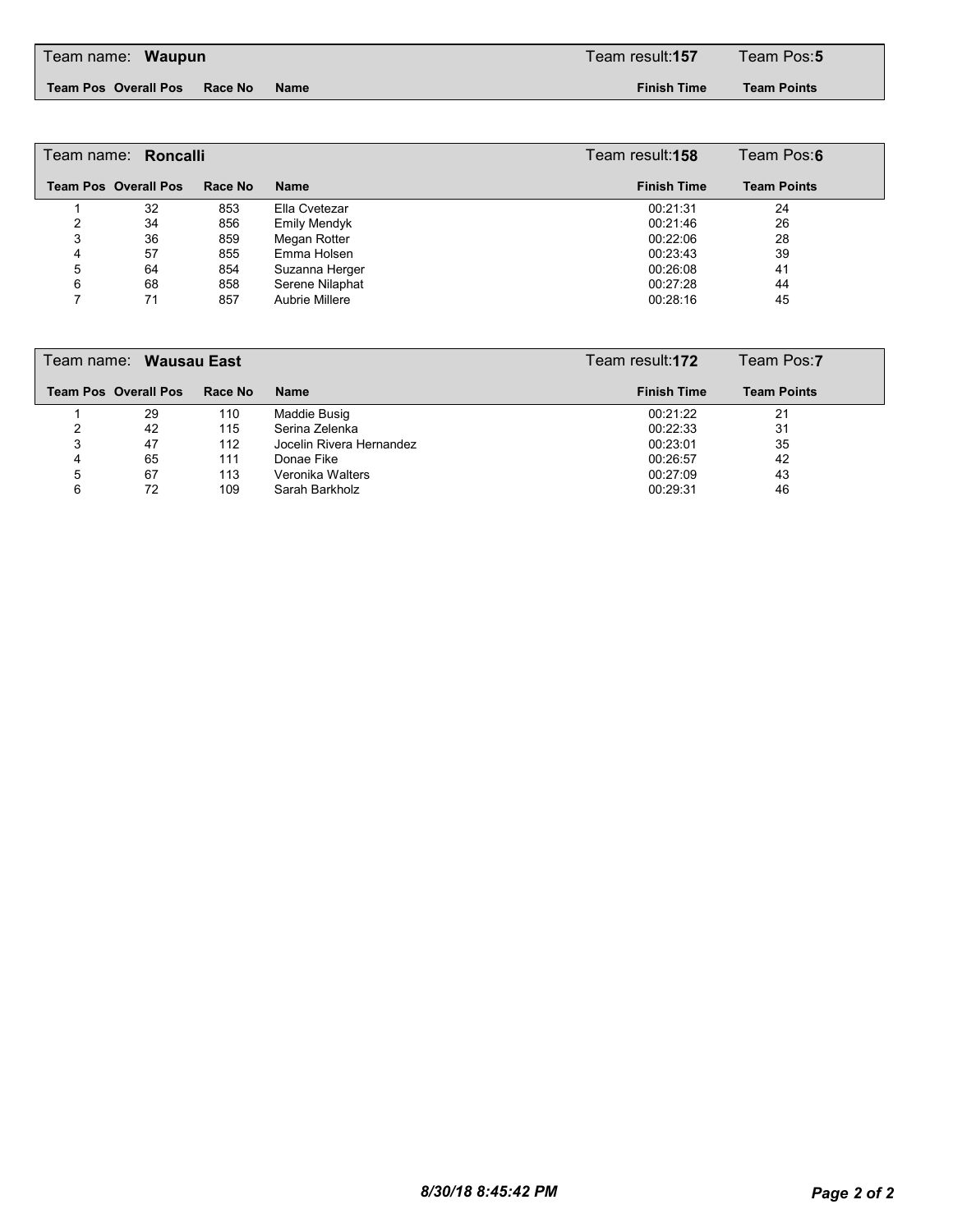Team name: **Waupun** Team result:**157** Team Pos:**5**

| Team Pos | Overall Pos | Race No | Name | Finish Time | Team Points |
|---|---|---|---|---|---|

Team name: **Roncalli** Team result:**158** Team Pos:**6**

| Team Pos | Overall Pos | Race No | Name | Finish Time | Team Points |
|---|---|---|---|---|---|
| 1 | 32 | 853 | Ella Cvetezar | 00:21:31 | 24 |
| 2 | 34 | 856 | Emily Mendyk | 00:21:46 | 26 |
| 3 | 36 | 859 | Megan Rotter | 00:22:06 | 28 |
| 4 | 57 | 855 | Emma Holsen | 00:23:43 | 39 |
| 5 | 64 | 854 | Suzanna Herger | 00:26:08 | 41 |
| 6 | 68 | 858 | Serene Nilaphat | 00:27:28 | 44 |
| 7 | 71 | 857 | Aubrie Millere | 00:28:16 | 45 |

Team name: **Wausau East** Team result:**172** Team Pos:**7**

| Team Pos | Overall Pos | Race No | Name | Finish Time | Team Points |
|---|---|---|---|---|---|
| 1 | 29 | 110 | Maddie Busig | 00:21:22 | 21 |
| 2 | 42 | 115 | Serina Zelenka | 00:22:33 | 31 |
| 3 | 47 | 112 | Jocelin Rivera Hernandez | 00:23:01 | 35 |
| 4 | 65 | 111 | Donae Fike | 00:26:57 | 42 |
| 5 | 67 | 113 | Veronika Walters | 00:27:09 | 43 |
| 6 | 72 | 109 | Sarah Barkholz | 00:29:31 | 46 |

*8/30/18 8:45:42 PM*